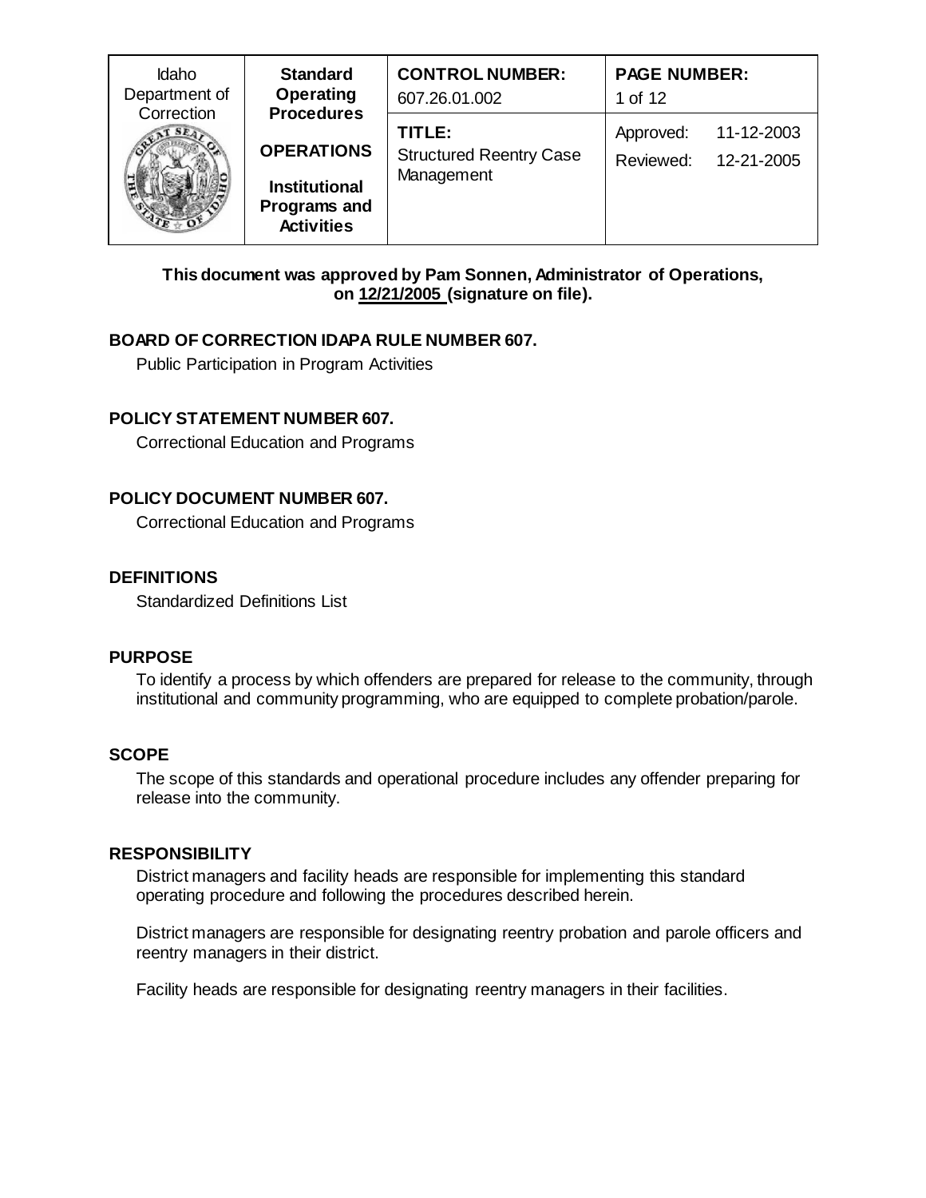| Idaho Department of Correction | Standard Operating Procedures | CONTROL NUMBER: 607.26.01.002 | PAGE NUMBER: 1 of 12 |
|---|---|---|---|
| | **OPERATIONS** **Institutional Programs and Activities** | **TITLE:** Structured Reentry Case Management | Approved: 11-12-2003 Reviewed: 12-21-2005 |

**This document was approved by Pam Sonnen, Administrator of Operations, on 12/21/2005 (signature on file).**

## BOARD OF CORRECTION IDAPA RULE NUMBER 607.

Public Participation in Program Activities

## POLICY STATEMENT NUMBER 607.

Correctional Education and Programs

## POLICY DOCUMENT NUMBER 607.

Correctional Education and Programs

## DEFINITIONS

Standardized Definitions List

## PURPOSE

To identify a process by which offenders are prepared for release to the community, through institutional and community programming, who are equipped to complete probation/parole.

## SCOPE

The scope of this standards and operational procedure includes any offender preparing for release into the community.

## RESPONSIBILITY

District managers and facility heads are responsible for implementing this standard operating procedure and following the procedures described herein.

District managers are responsible for designating reentry probation and parole officers and reentry managers in their district.

Facility heads are responsible for designating reentry managers in their facilities.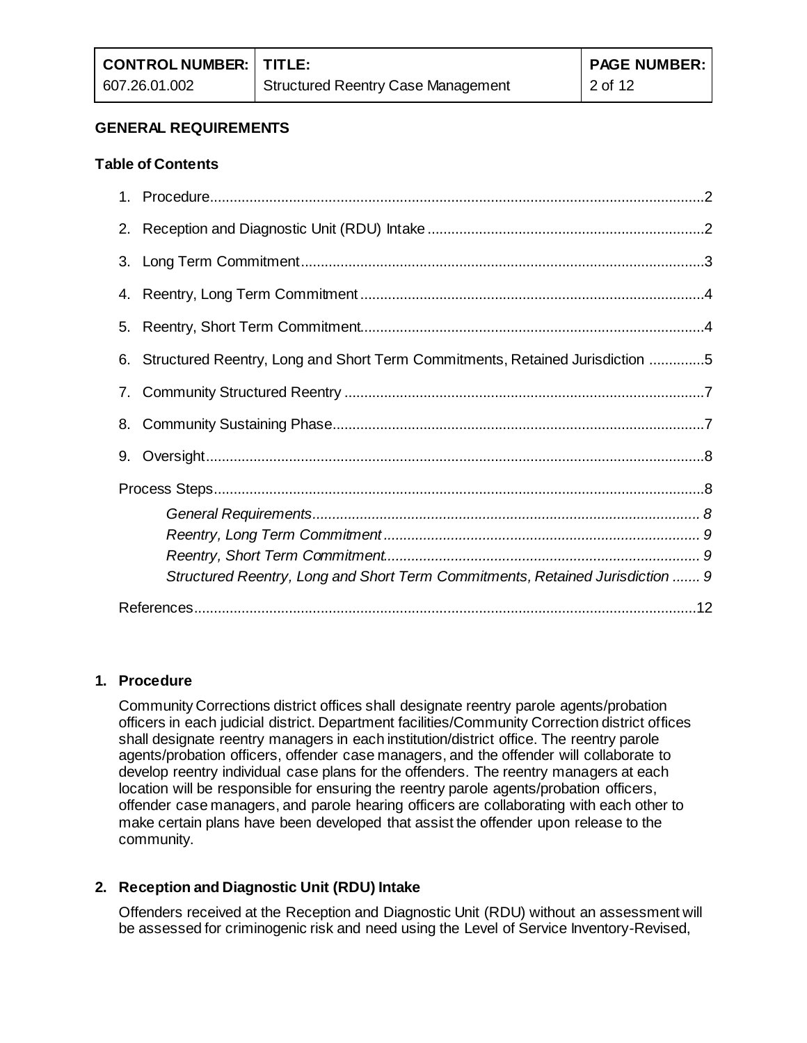## GENERAL REQUIREMENTS

### Table of Contents

1. Procedure.....2
2. Reception and Diagnostic Unit (RDU) Intake.....2
3. Long Term Commitment.....3
4. Reentry, Long Term Commitment.....4
5. Reentry, Short Term Commitment.....4
6. Structured Reentry, Long and Short Term Commitments, Retained Jurisdiction.....5
7. Community Structured Reentry.....7
8. Community Sustaining Phase.....7
9. Oversight.....8

Process Steps.....8

- *General Requirements.....8*
- *Reentry, Long Term Commitment.....9*
- *Reentry, Short Term Commitment.....9*
- *Structured Reentry, Long and Short Term Commitments, Retained Jurisdiction.....9*

References.....12

### 1. Procedure

Community Corrections district offices shall designate reentry parole agents/probation officers in each judicial district. Department facilities/Community Correction district offices shall designate reentry managers in each institution/district office. The reentry parole agents/probation officers, offender case managers, and the offender will collaborate to develop reentry individual case plans for the offenders. The reentry managers at each location will be responsible for ensuring the reentry parole agents/probation officers, offender case managers, and parole hearing officers are collaborating with each other to make certain plans have been developed that assist the offender upon release to the community.

### 2. Reception and Diagnostic Unit (RDU) Intake

Offenders received at the Reception and Diagnostic Unit (RDU) without an assessment will be assessed for criminogenic risk and need using the Level of Service Inventory-Revised,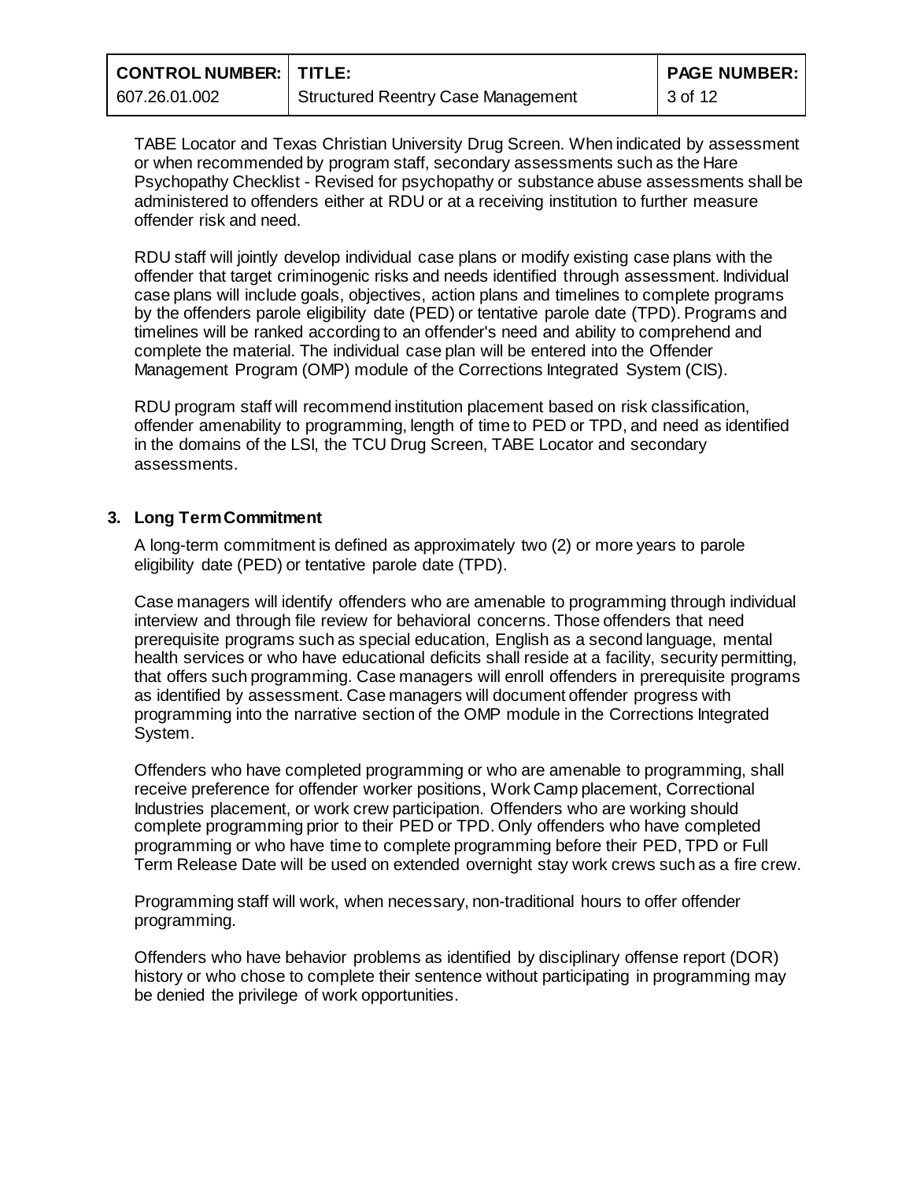TABE Locator and Texas Christian University Drug Screen. When indicated by assessment or when recommended by program staff, secondary assessments such as the Hare Psychopathy Checklist - Revised for psychopathy or substance abuse assessments shall be administered to offenders either at RDU or at a receiving institution to further measure offender risk and need.

RDU staff will jointly develop individual case plans or modify existing case plans with the offender that target criminogenic risks and needs identified through assessment. Individual case plans will include goals, objectives, action plans and timelines to complete programs by the offenders parole eligibility date (PED) or tentative parole date (TPD). Programs and timelines will be ranked according to an offender's need and ability to comprehend and complete the material. The individual case plan will be entered into the Offender Management Program (OMP) module of the Corrections Integrated System (CIS).

RDU program staff will recommend institution placement based on risk classification, offender amenability to programming, length of time to PED or TPD, and need as identified in the domains of the LSI, the TCU Drug Screen, TABE Locator and secondary assessments.

### 3. Long Term Commitment

A long-term commitment is defined as approximately two (2) or more years to parole eligibility date (PED) or tentative parole date (TPD).

Case managers will identify offenders who are amenable to programming through individual interview and through file review for behavioral concerns. Those offenders that need prerequisite programs such as special education, English as a second language, mental health services or who have educational deficits shall reside at a facility, security permitting, that offers such programming. Case managers will enroll offenders in prerequisite programs as identified by assessment. Case managers will document offender progress with programming into the narrative section of the OMP module in the Corrections Integrated System.

Offenders who have completed programming or who are amenable to programming, shall receive preference for offender worker positions, Work Camp placement, Correctional Industries placement, or work crew participation. Offenders who are working should complete programming prior to their PED or TPD. Only offenders who have completed programming or who have time to complete programming before their PED, TPD or Full Term Release Date will be used on extended overnight stay work crews such as a fire crew.

Programming staff will work, when necessary, non-traditional hours to offer offender programming.

Offenders who have behavior problems as identified by disciplinary offense report (DOR) history or who chose to complete their sentence without participating in programming may be denied the privilege of work opportunities.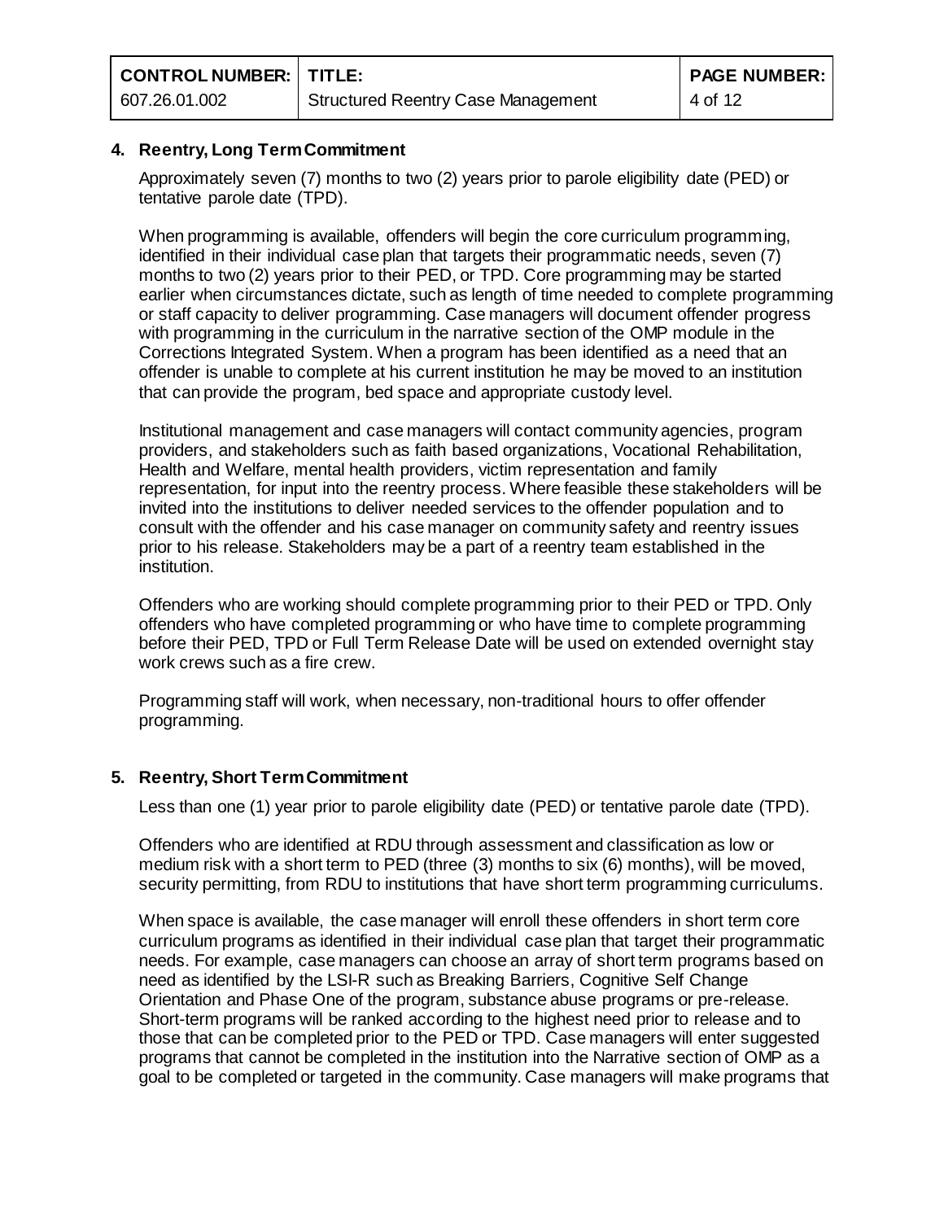## 4. Reentry, Long Term Commitment

Approximately seven (7) months to two (2) years prior to parole eligibility date (PED) or tentative parole date (TPD).

When programming is available, offenders will begin the core curriculum programming, identified in their individual case plan that targets their programmatic needs, seven (7) months to two (2) years prior to their PED, or TPD. Core programming may be started earlier when circumstances dictate, such as length of time needed to complete programming or staff capacity to deliver programming. Case managers will document offender progress with programming in the curriculum in the narrative section of the OMP module in the Corrections Integrated System. When a program has been identified as a need that an offender is unable to complete at his current institution he may be moved to an institution that can provide the program, bed space and appropriate custody level.

Institutional management and case managers will contact community agencies, program providers, and stakeholders such as faith based organizations, Vocational Rehabilitation, Health and Welfare, mental health providers, victim representation and family representation, for input into the reentry process. Where feasible these stakeholders will be invited into the institutions to deliver needed services to the offender population and to consult with the offender and his case manager on community safety and reentry issues prior to his release. Stakeholders may be a part of a reentry team established in the institution.

Offenders who are working should complete programming prior to their PED or TPD. Only offenders who have completed programming or who have time to complete programming before their PED, TPD or Full Term Release Date will be used on extended overnight stay work crews such as a fire crew.

Programming staff will work, when necessary, non-traditional hours to offer offender programming.

## 5. Reentry, Short Term Commitment

Less than one (1) year prior to parole eligibility date (PED) or tentative parole date (TPD).

Offenders who are identified at RDU through assessment and classification as low or medium risk with a short term to PED (three (3) months to six (6) months), will be moved, security permitting, from RDU to institutions that have short term programming curriculums.

When space is available, the case manager will enroll these offenders in short term core curriculum programs as identified in their individual case plan that target their programmatic needs. For example, case managers can choose an array of short term programs based on need as identified by the LSI-R such as Breaking Barriers, Cognitive Self Change Orientation and Phase One of the program, substance abuse programs or pre-release. Short-term programs will be ranked according to the highest need prior to release and to those that can be completed prior to the PED or TPD. Case managers will enter suggested programs that cannot be completed in the institution into the Narrative section of OMP as a goal to be completed or targeted in the community. Case managers will make programs that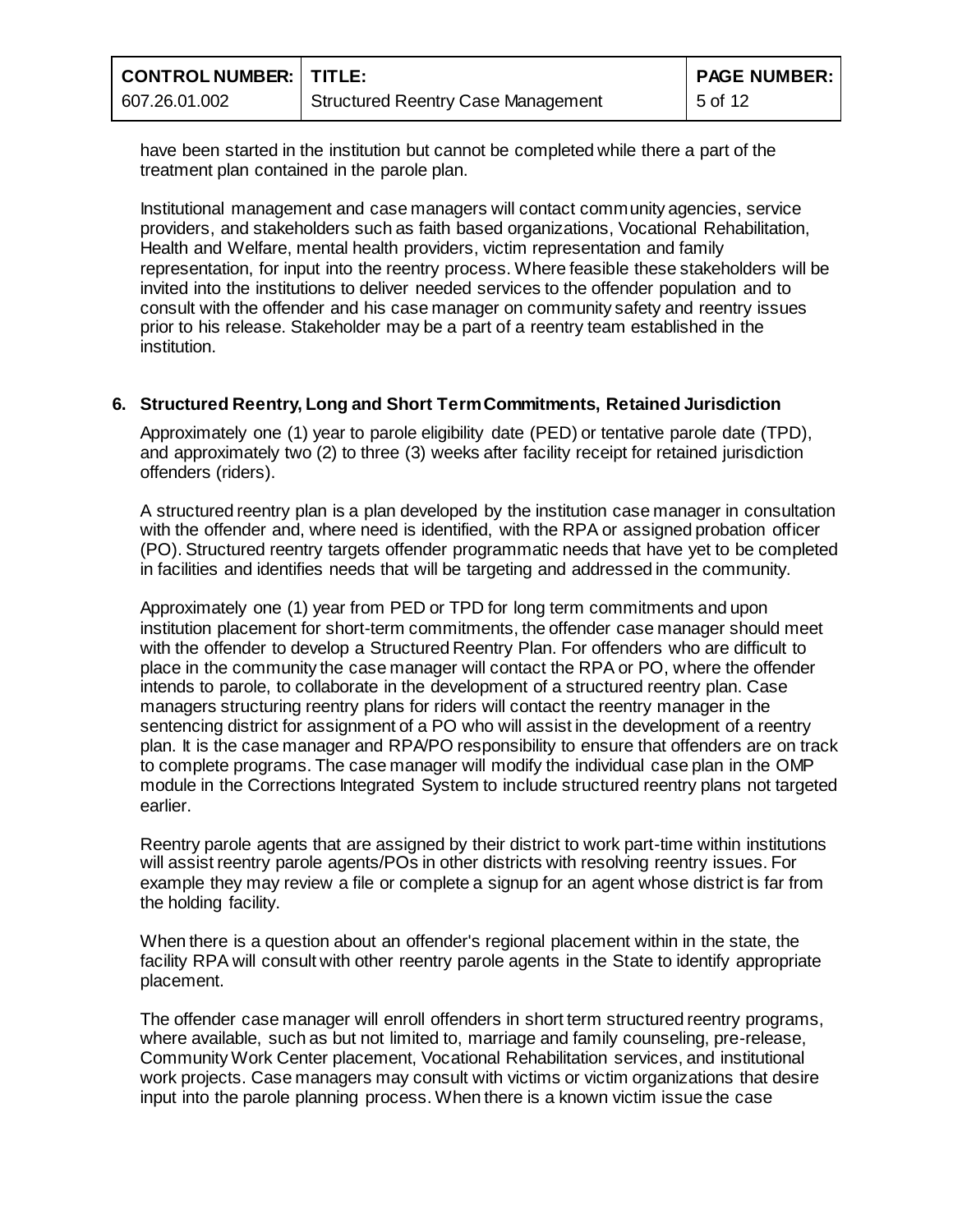have been started in the institution but cannot be completed while there a part of the treatment plan contained in the parole plan.

Institutional management and case managers will contact community agencies, service providers, and stakeholders such as faith based organizations, Vocational Rehabilitation, Health and Welfare, mental health providers, victim representation and family representation, for input into the reentry process. Where feasible these stakeholders will be invited into the institutions to deliver needed services to the offender population and to consult with the offender and his case manager on community safety and reentry issues prior to his release. Stakeholder may be a part of a reentry team established in the institution.

### 6. Structured Reentry, Long and Short Term Commitments, Retained Jurisdiction

Approximately one (1) year to parole eligibility date (PED) or tentative parole date (TPD), and approximately two (2) to three (3) weeks after facility receipt for retained jurisdiction offenders (riders).

A structured reentry plan is a plan developed by the institution case manager in consultation with the offender and, where need is identified, with the RPA or assigned probation officer (PO). Structured reentry targets offender programmatic needs that have yet to be completed in facilities and identifies needs that will be targeting and addressed in the community.

Approximately one (1) year from PED or TPD for long term commitments and upon institution placement for short-term commitments, the offender case manager should meet with the offender to develop a Structured Reentry Plan. For offenders who are difficult to place in the community the case manager will contact the RPA or PO, where the offender intends to parole, to collaborate in the development of a structured reentry plan. Case managers structuring reentry plans for riders will contact the reentry manager in the sentencing district for assignment of a PO who will assist in the development of a reentry plan. It is the case manager and RPA/PO responsibility to ensure that offenders are on track to complete programs. The case manager will modify the individual case plan in the OMP module in the Corrections Integrated System to include structured reentry plans not targeted earlier.

Reentry parole agents that are assigned by their district to work part-time within institutions will assist reentry parole agents/POs in other districts with resolving reentry issues. For example they may review a file or complete a signup for an agent whose district is far from the holding facility.

When there is a question about an offender's regional placement within in the state, the facility RPA will consult with other reentry parole agents in the State to identify appropriate placement.

The offender case manager will enroll offenders in short term structured reentry programs, where available, such as but not limited to, marriage and family counseling, pre-release, Community Work Center placement, Vocational Rehabilitation services, and institutional work projects. Case managers may consult with victims or victim organizations that desire input into the parole planning process. When there is a known victim issue the case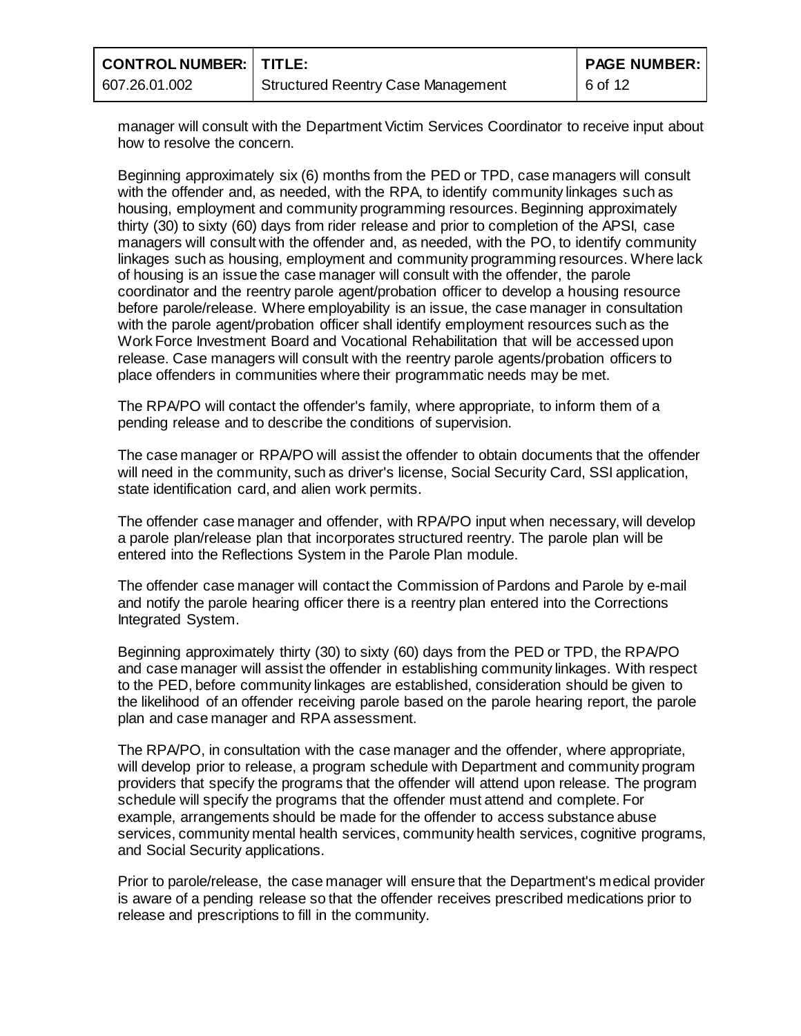manager will consult with the Department Victim Services Coordinator to receive input about how to resolve the concern.

Beginning approximately six (6) months from the PED or TPD, case managers will consult with the offender and, as needed, with the RPA, to identify community linkages such as housing, employment and community programming resources. Beginning approximately thirty (30) to sixty (60) days from rider release and prior to completion of the APSI, case managers will consult with the offender and, as needed, with the PO, to identify community linkages such as housing, employment and community programming resources. Where lack of housing is an issue the case manager will consult with the offender, the parole coordinator and the reentry parole agent/probation officer to develop a housing resource before parole/release. Where employability is an issue, the case manager in consultation with the parole agent/probation officer shall identify employment resources such as the Work Force Investment Board and Vocational Rehabilitation that will be accessed upon release. Case managers will consult with the reentry parole agents/probation officers to place offenders in communities where their programmatic needs may be met.

The RPA/PO will contact the offender's family, where appropriate, to inform them of a pending release and to describe the conditions of supervision.

The case manager or RPA/PO will assist the offender to obtain documents that the offender will need in the community, such as driver's license, Social Security Card, SSI application, state identification card, and alien work permits.

The offender case manager and offender, with RPA/PO input when necessary, will develop a parole plan/release plan that incorporates structured reentry. The parole plan will be entered into the Reflections System in the Parole Plan module.

The offender case manager will contact the Commission of Pardons and Parole by e-mail and notify the parole hearing officer there is a reentry plan entered into the Corrections Integrated System.

Beginning approximately thirty (30) to sixty (60) days from the PED or TPD, the RPA/PO and case manager will assist the offender in establishing community linkages. With respect to the PED, before community linkages are established, consideration should be given to the likelihood of an offender receiving parole based on the parole hearing report, the parole plan and case manager and RPA assessment.

The RPA/PO, in consultation with the case manager and the offender, where appropriate, will develop prior to release, a program schedule with Department and community program providers that specify the programs that the offender will attend upon release. The program schedule will specify the programs that the offender must attend and complete. For example, arrangements should be made for the offender to access substance abuse services, community mental health services, community health services, cognitive programs, and Social Security applications.

Prior to parole/release, the case manager will ensure that the Department's medical provider is aware of a pending release so that the offender receives prescribed medications prior to release and prescriptions to fill in the community.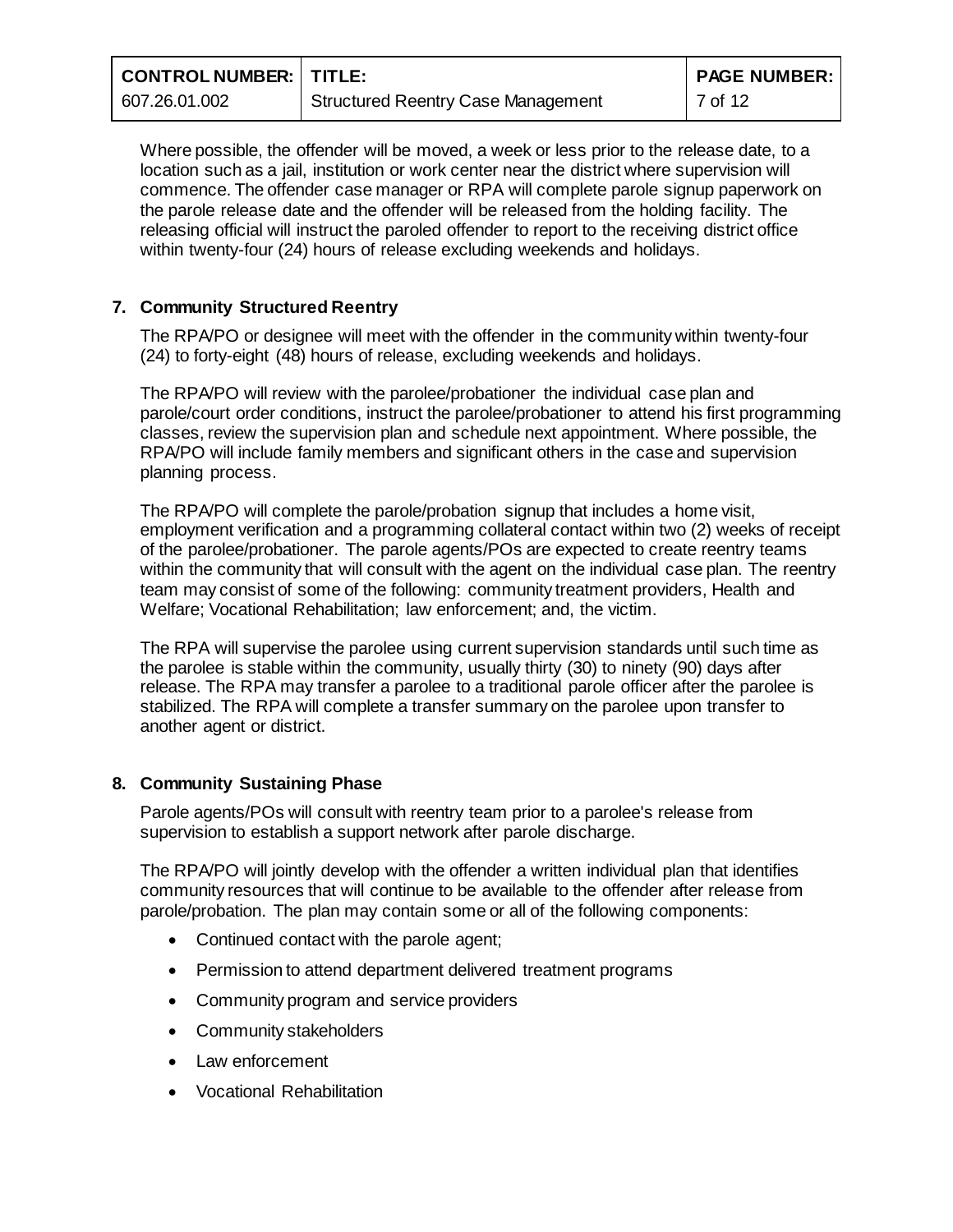Where possible, the offender will be moved, a week or less prior to the release date, to a location such as a jail, institution or work center near the district where supervision will commence. The offender case manager or RPA will complete parole signup paperwork on the parole release date and the offender will be released from the holding facility. The releasing official will instruct the paroled offender to report to the receiving district office within twenty-four (24) hours of release excluding weekends and holidays.

### 7. Community Structured Reentry

The RPA/PO or designee will meet with the offender in the community within twenty-four (24) to forty-eight (48) hours of release, excluding weekends and holidays.

The RPA/PO will review with the parolee/probationer the individual case plan and parole/court order conditions, instruct the parolee/probationer to attend his first programming classes, review the supervision plan and schedule next appointment. Where possible, the RPA/PO will include family members and significant others in the case and supervision planning process.

The RPA/PO will complete the parole/probation signup that includes a home visit, employment verification and a programming collateral contact within two (2) weeks of receipt of the parolee/probationer. The parole agents/POs are expected to create reentry teams within the community that will consult with the agent on the individual case plan. The reentry team may consist of some of the following: community treatment providers, Health and Welfare; Vocational Rehabilitation; law enforcement; and, the victim.

The RPA will supervise the parolee using current supervision standards until such time as the parolee is stable within the community, usually thirty (30) to ninety (90) days after release. The RPA may transfer a parolee to a traditional parole officer after the parolee is stabilized. The RPA will complete a transfer summary on the parolee upon transfer to another agent or district.

### 8. Community Sustaining Phase

Parole agents/POs will consult with reentry team prior to a parolee's release from supervision to establish a support network after parole discharge.

The RPA/PO will jointly develop with the offender a written individual plan that identifies community resources that will continue to be available to the offender after release from parole/probation. The plan may contain some or all of the following components:

- Continued contact with the parole agent;
- Permission to attend department delivered treatment programs
- Community program and service providers
- Community stakeholders
- Law enforcement
- Vocational Rehabilitation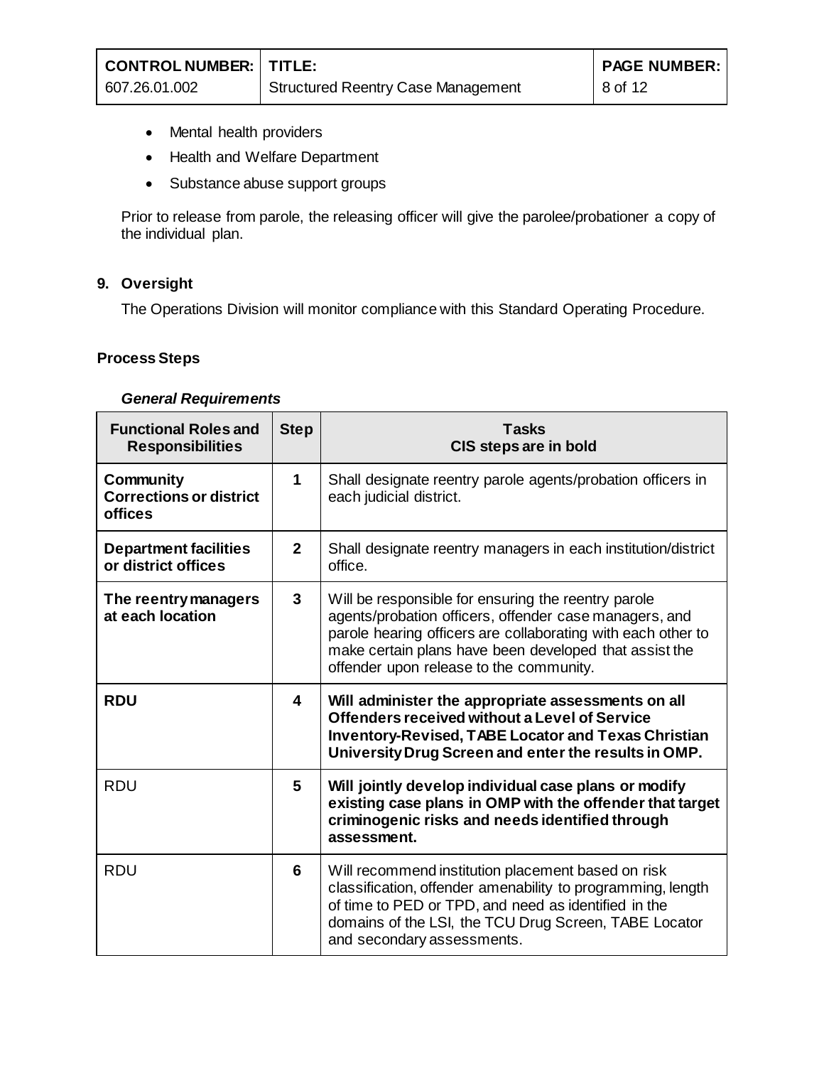- Mental health providers
- Health and Welfare Department
- Substance abuse support groups

Prior to release from parole, the releasing officer will give the parolee/probationer a copy of the individual plan.

## 9. Oversight

The Operations Division will monitor compliance with this Standard Operating Procedure.

## Process Steps

### *General Requirements*

| Functional Roles and Responsibilities | Step | Tasks<br>CIS steps are in bold |
|---|---|---|
| **Community Corrections or district offices** | **1** | Shall designate reentry parole agents/probation officers in each judicial district. |
| **Department facilities or district offices** | **2** | Shall designate reentry managers in each institution/district office. |
| **The reentry managers at each location** | **3** | Will be responsible for ensuring the reentry parole agents/probation officers, offender case managers, and parole hearing officers are collaborating with each other to make certain plans have been developed that assist the offender upon release to the community. |
| **RDU** | **4** | **Will administer the appropriate assessments on all Offenders received without a Level of Service Inventory-Revised, TABE Locator and Texas Christian University Drug Screen and enter the results in OMP.** |
| RDU | **5** | **Will jointly develop individual case plans or modify existing case plans in OMP with the offender that target criminogenic risks and needs identified through assessment.** |
| RDU | **6** | Will recommend institution placement based on risk classification, offender amenability to programming, length of time to PED or TPD, and need as identified in the domains of the LSI, the TCU Drug Screen, TABE Locator and secondary assessments. |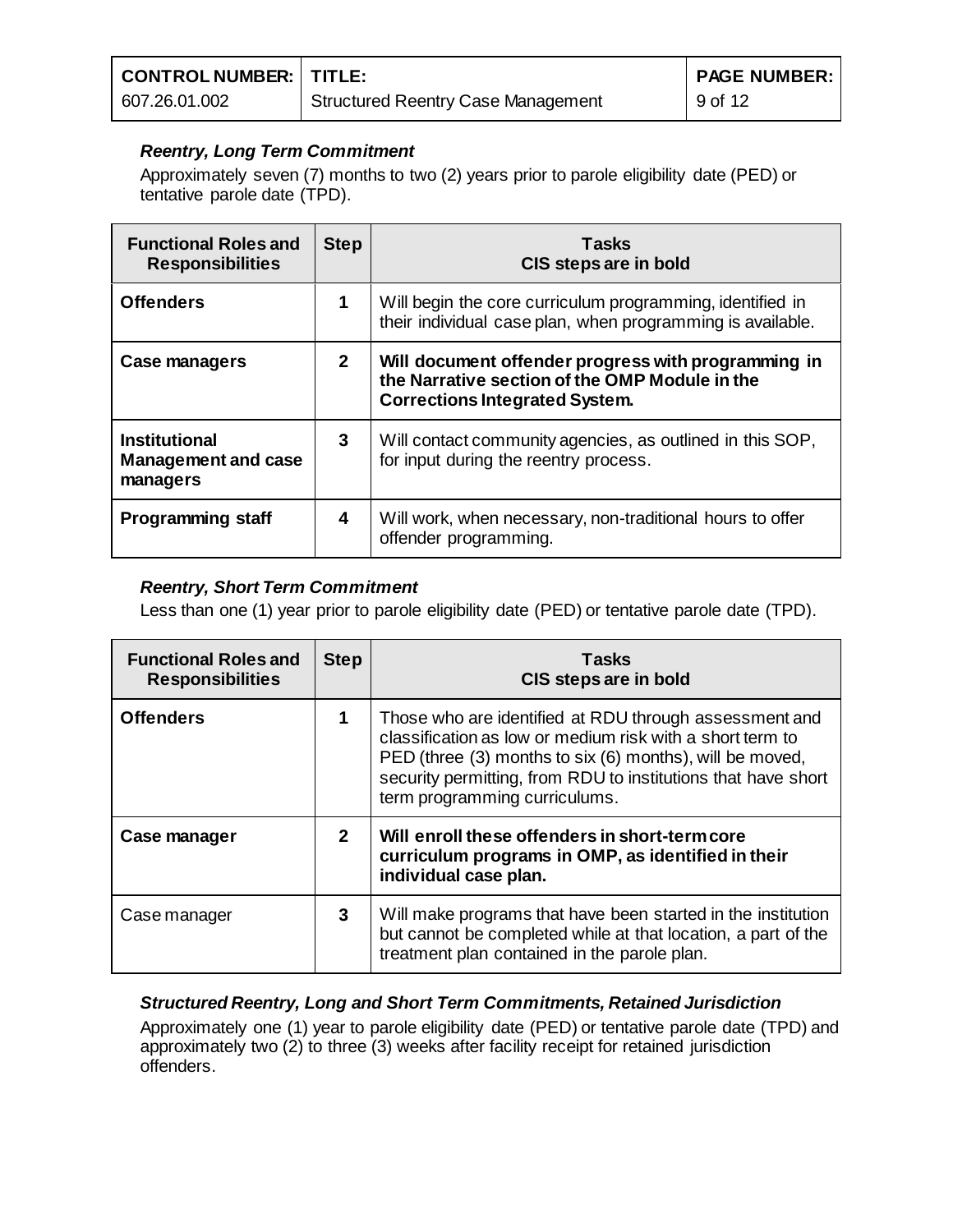***Reentry, Long Term Commitment***

Approximately seven (7) months to two (2) years prior to parole eligibility date (PED) or tentative parole date (TPD).

| Functional Roles and Responsibilities | Step | Tasks<br>CIS steps are in bold |
|---|---|---|
| **Offenders** | **1** | Will begin the core curriculum programming, identified in their individual case plan, when programming is available. |
| **Case managers** | **2** | **Will document offender progress with programming in the Narrative section of the OMP Module in the Corrections Integrated System.** |
| **Institutional Management and case managers** | **3** | Will contact community agencies, as outlined in this SOP, for input during the reentry process. |
| **Programming staff** | **4** | Will work, when necessary, non-traditional hours to offer offender programming. |

***Reentry, Short Term Commitment***

Less than one (1) year prior to parole eligibility date (PED) or tentative parole date (TPD).

| Functional Roles and Responsibilities | Step | Tasks<br>CIS steps are in bold |
|---|---|---|
| **Offenders** | **1** | Those who are identified at RDU through assessment and classification as low or medium risk with a short term to PED (three (3) months to six (6) months), will be moved, security permitting, from RDU to institutions that have short term programming curriculums. |
| **Case manager** | **2** | **Will enroll these offenders in short-term core curriculum programs in OMP, as identified in their individual case plan.** |
| Case manager | **3** | Will make programs that have been started in the institution but cannot be completed while at that location, a part of the treatment plan contained in the parole plan. |

***Structured Reentry, Long and Short Term Commitments, Retained Jurisdiction***

Approximately one (1) year to parole eligibility date (PED) or tentative parole date (TPD) and approximately two (2) to three (3) weeks after facility receipt for retained jurisdiction offenders.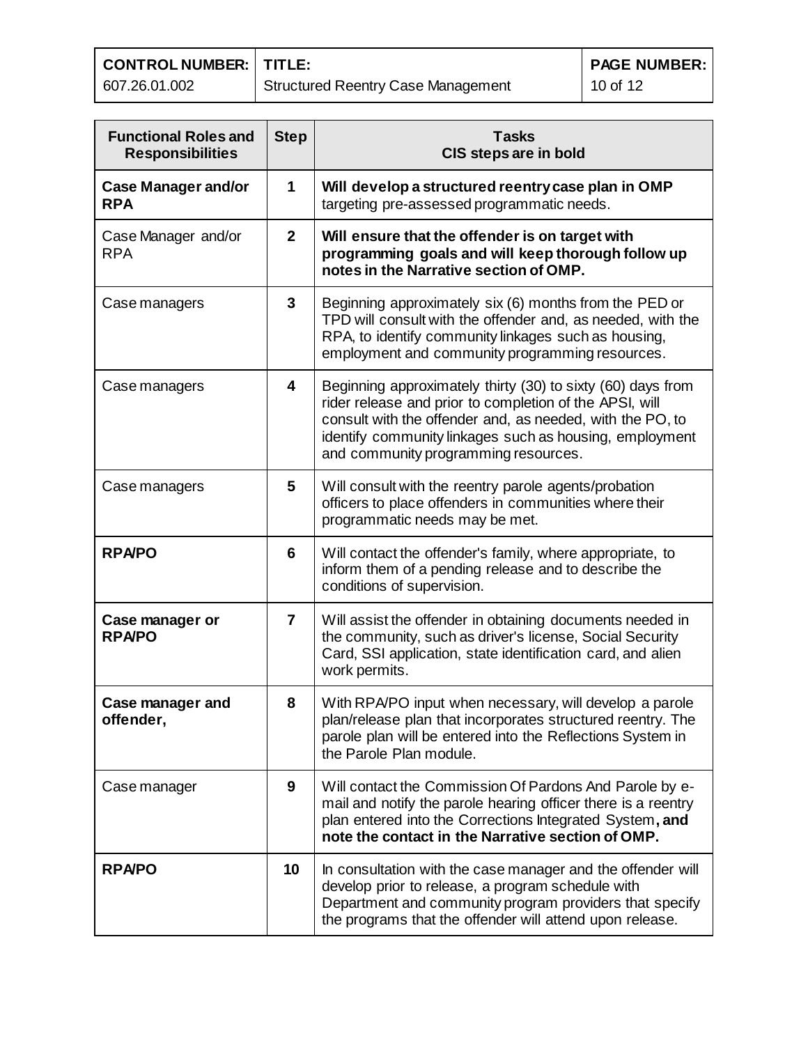| Functional Roles and Responsibilities | Step | Tasks<br>CIS steps are in bold |
|---|---|---|
| **Case Manager and/or RPA** | **1** | **Will develop a structured reentry case plan in OMP** targeting pre-assessed programmatic needs. |
| Case Manager and/or RPA | **2** | **Will ensure that the offender is on target with programming goals and will keep thorough follow up notes in the Narrative section of OMP.** |
| Case managers | **3** | Beginning approximately six (6) months from the PED or TPD will consult with the offender and, as needed, with the RPA, to identify community linkages such as housing, employment and community programming resources. |
| Case managers | **4** | Beginning approximately thirty (30) to sixty (60) days from rider release and prior to completion of the APSI, will consult with the offender and, as needed, with the PO, to identify community linkages such as housing, employment and community programming resources. |
| Case managers | **5** | Will consult with the reentry parole agents/probation officers to place offenders in communities where their programmatic needs may be met. |
| **RPA/PO** | **6** | Will contact the offender's family, where appropriate, to inform them of a pending release and to describe the conditions of supervision. |
| **Case manager or RPA/PO** | **7** | Will assist the offender in obtaining documents needed in the community, such as driver's license, Social Security Card, SSI application, state identification card, and alien work permits. |
| **Case manager and offender,** | **8** | With RPA/PO input when necessary, will develop a parole plan/release plan that incorporates structured reentry. The parole plan will be entered into the Reflections System in the Parole Plan module. |
| Case manager | **9** | Will contact the Commission Of Pardons And Parole by e-mail and notify the parole hearing officer there is a reentry plan entered into the Corrections Integrated System**, and note the contact in the Narrative section of OMP.** |
| **RPA/PO** | **10** | In consultation with the case manager and the offender will develop prior to release, a program schedule with Department and community program providers that specify the programs that the offender will attend upon release. |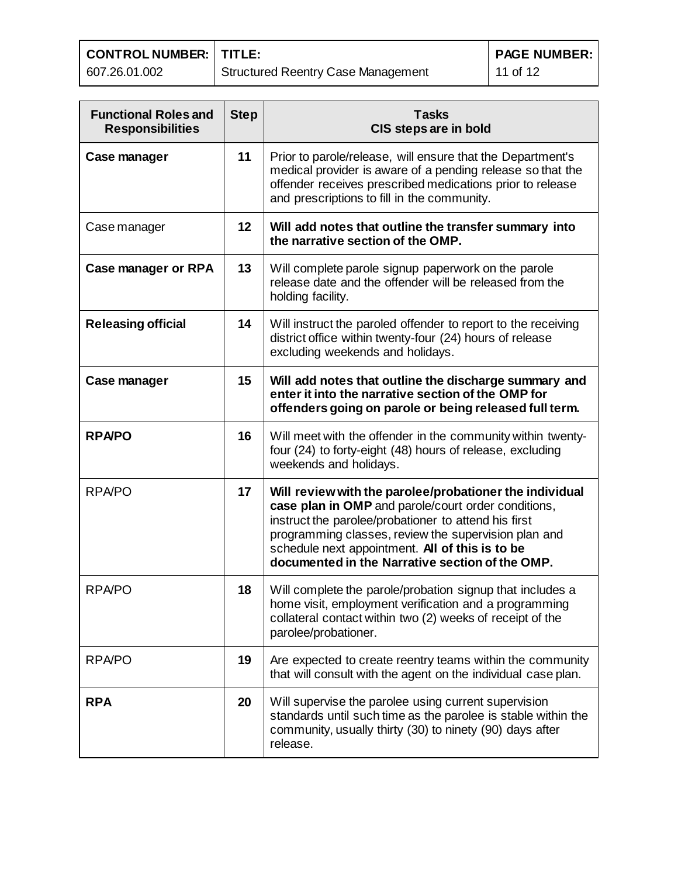| Functional Roles and Responsibilities | Step | Tasks CIS steps are in bold |
|---|---|---|
| **Case manager** | **11** | Prior to parole/release, will ensure that the Department's medical provider is aware of a pending release so that the offender receives prescribed medications prior to release and prescriptions to fill in the community. |
| Case manager | **12** | **Will add notes that outline the transfer summary into the narrative section of the OMP.** |
| **Case manager or RPA** | **13** | Will complete parole signup paperwork on the parole release date and the offender will be released from the holding facility. |
| **Releasing official** | **14** | Will instruct the paroled offender to report to the receiving district office within twenty-four (24) hours of release excluding weekends and holidays. |
| **Case manager** | **15** | **Will add notes that outline the discharge summary and enter it into the narrative section of the OMP for offenders going on parole or being released full term.** |
| **RPA/PO** | **16** | Will meet with the offender in the community within twenty-four (24) to forty-eight (48) hours of release, excluding weekends and holidays. |
| RPA/PO | **17** | **Will review with the parolee/probationer the individual case plan in OMP** and parole/court order conditions, instruct the parolee/probationer to attend his first programming classes, review the supervision plan and schedule next appointment. **All of this is to be documented in the Narrative section of the OMP.** |
| RPA/PO | **18** | Will complete the parole/probation signup that includes a home visit, employment verification and a programming collateral contact within two (2) weeks of receipt of the parolee/probationer. |
| RPA/PO | **19** | Are expected to create reentry teams within the community that will consult with the agent on the individual case plan. |
| **RPA** | **20** | Will supervise the parolee using current supervision standards until such time as the parolee is stable within the community, usually thirty (30) to ninety (90) days after release. |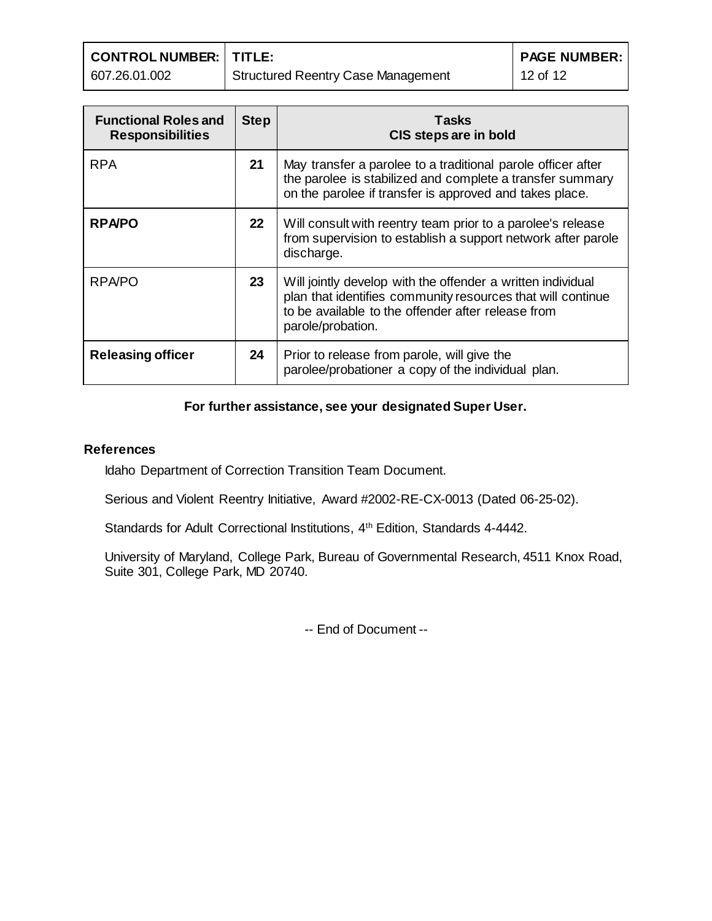| Functional Roles and Responsibilities | Step | Tasks<br>CIS steps are in bold |
|---|---|---|
| RPA | **21** | May transfer a parolee to a traditional parole officer after the parolee is stabilized and complete a transfer summary on the parolee if transfer is approved and takes place. |
| **RPA/PO** | **22** | Will consult with reentry team prior to a parolee's release from supervision to establish a support network after parole discharge. |
| RPA/PO | **23** | Will jointly develop with the offender a written individual plan that identifies community resources that will continue to be available to the offender after release from parole/probation. |
| **Releasing officer** | **24** | Prior to release from parole, will give the parolee/probationer a copy of the individual plan. |

**For further assistance, see your designated Super User.**

**References**

Idaho Department of Correction Transition Team Document.

Serious and Violent Reentry Initiative, Award #2002-RE-CX-0013 (Dated 06-25-02).

Standards for Adult Correctional Institutions, 4th Edition, Standards 4-4442.

University of Maryland, College Park, Bureau of Governmental Research, 4511 Knox Road, Suite 301, College Park, MD 20740.

-- End of Document --